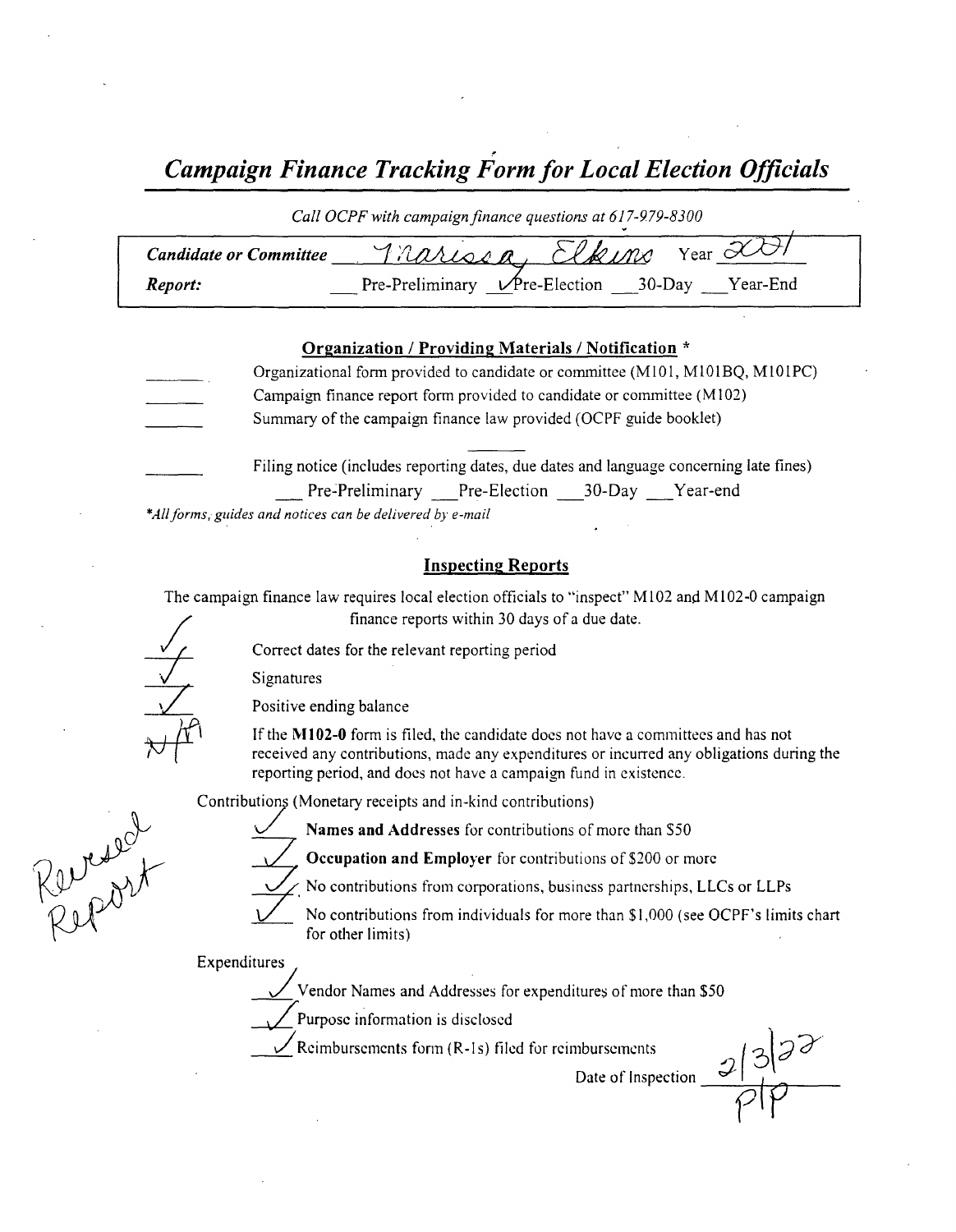# *Campaign Finance Tracking Form for Local Election Officials*

*Call OCPF with campaign finance questions at 617-979-8300*

| | |
|---|---|
| ***Candidate or Committee*** | Marissa Elkins Year 2021 |
| ***Report:*** | ___ Pre-Preliminary ✓ Pre-Election ___ 30-Day ___ Year-End |

## Organization / Providing Materials / Notification *

_____ Organizational form provided to candidate or committee (M101, M101BQ, M101PC)

_____ Campaign finance report form provided to candidate or committee (M102)

_____ Summary of the campaign finance law provided (OCPF guide booklet)

_____ Filing notice (includes reporting dates, due dates and language concerning late fines)
___ Pre-Preliminary ___ Pre-Election ___ 30-Day ___ Year-end

**All forms, guides and notices can be delivered by e-mail*

## Inspecting Reports

The campaign finance law requires local election officials to "inspect" M102 and M102-0 campaign finance reports within 30 days of a due date.

✓ Correct dates for the relevant reporting period

✓ Signatures

✓ Positive ending balance

N/A If the **M102-0** form is filed, the candidate does not have a committees and has not received any contributions, made any expenditures or incurred any obligations during the reporting period, and does not have a campaign fund in existence.

Revised Report

Contributions (Monetary receipts and in-kind contributions)

✓ **Names and Addresses** for contributions of more than $50

✓ **Occupation and Employer** for contributions of $200 or more

✓ No contributions from corporations, business partnerships, LLCs or LLPs

✓ No contributions from individuals for more than $1,000 (see OCPF's limits chart for other limits)

Expenditures

✓ Vendor Names and Addresses for expenditures of more than $50

✓ Purpose information is disclosed

✓ Reimbursements form (R-1s) filed for reimbursements

Date of Inspection 2/3/22
PP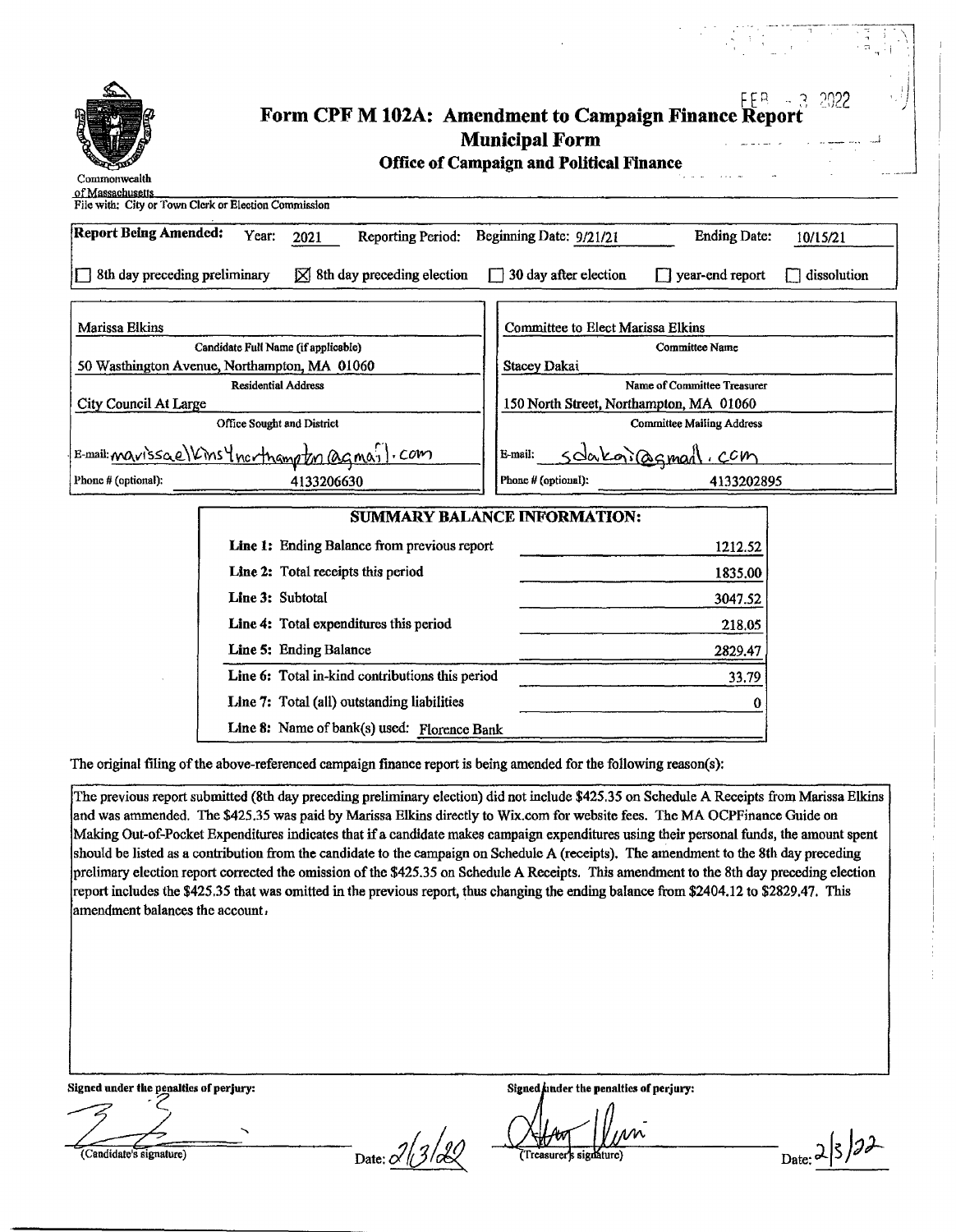Commonwealth of Massachusetts

# Form CPF M 102A: Amendment to Campaign Finance Report

## Municipal Form

### Office of Campaign and Political Finance

FEB - 3 2022

File with: City or Town Clerk or Election Commission

**Report Being Amended:** Year: 2021 Reporting Period: Beginning Date: 9/21/21 Ending Date: 10/15/21

☐ 8th day preceding preliminary ☒ 8th day preceding election ☐ 30 day after election ☐ year-end report ☐ dissolution

| | |
|---|---|
| Marissa Elkins | Committee to Elect Marissa Elkins |
| Candidate Full Name (if applicable) | Committee Name |
| 50 Wasthington Avenue, Northampton, MA 01060 | Stacey Dakai |
| Residential Address | Name of Committee Treasurer |
| City Council At Large | 150 North Street, Northampton, MA 01060 |
| Office Sought and District | Committee Mailing Address |
| E-mail: marissaelkins4northampton@gmail.com | E-mail: sdakai@gmail.com |
| Phone # (optional): 4133206630 | Phone # (optional): 4133202895 |

**SUMMARY BALANCE INFORMATION:**

| | |
|---|---|
| **Line 1:** Ending Balance from previous report | 1212.52 |
| **Line 2:** Total receipts this period | 1835.00 |
| **Line 3:** Subtotal | 3047.52 |
| **Line 4:** Total expenditures this period | 218.05 |
| **Line 5:** Ending Balance | 2829.47 |
| **Line 6:** Total in-kind contributions this period | 33.79 |
| **Line 7:** Total (all) outstanding liabilities | 0 |
| **Line 8:** Name of bank(s) used: Florence Bank | |

The original filing of the above-referenced campaign finance report is being amended for the following reason(s):

The previous report submitted (8th day preceding preliminary election) did not include $425.35 on Schedule A Receipts from Marissa Elkins and was ammended. The $425.35 was paid by Marissa Elkins directly to Wix.com for website fees. The MA OCPFinance Guide on Making Out-of-Pocket Expenditures indicates that if a candidate makes campaign expenditures using their personal funds, the amount spent should be listed as a contribution from the candidate to the campaign on Schedule A (receipts). The amendment to the 8th day preceding prelimary election report corrected the omission of the $425.35 on Schedule A Receipts. This amendment to the 8th day preceding election report includes the $425.35 that was omitted in the previous report, thus changing the ending balance from $2404.12 to $2829.47. This amendment balances the account.

**Signed under the penalties of perjury:**

(Candidate's signature) Date: 2/3/22

**Signed under the penalties of perjury:**

(Treasurer's signature) Date: 2/3/22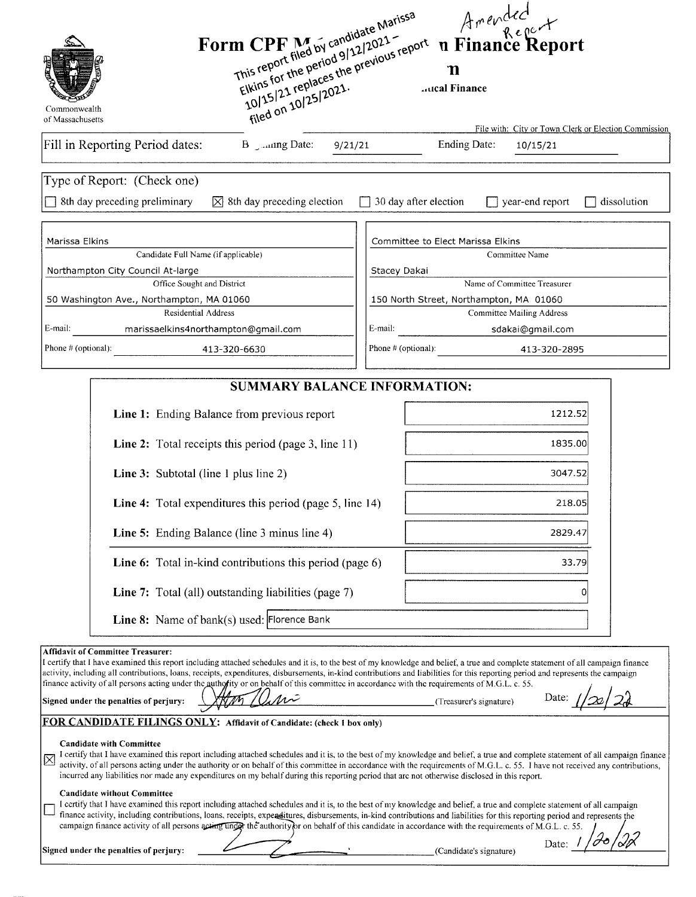Amended Report

# Form CPF M... Campaign Finance Report

This report filed by candidate Marissa Elkins for the period 9/12/2021 – 10/15/21 replaces the previous report filed on 10/25/2021.

...tical Finance

Commonwealth of Massachusetts

File with: City or Town Clerk or Election Commission

Fill in Reporting Period dates: Beginning Date: 9/21/21 Ending Date: 10/15/21

Type of Report: (Check one)

- [ ] 8th day preceding preliminary
- [x] 8th day preceding election
- [ ] 30 day after election
- [ ] year-end report
- [ ] dissolution

| | |
|---|---|
| Marissa Elkins | Committee to Elect Marissa Elkins |
| Candidate Full Name (if applicable) | Committee Name |
| Northampton City Council At-large | Stacey Dakai |
| Office Sought and District | Name of Committee Treasurer |
| 50 Washington Ave., Northampton, MA 01060 | 150 North Street, Northampton, MA 01060 |
| Residential Address | Committee Mailing Address |
| E-mail: marissaelkins4northampton@gmail.com | E-mail: sdakai@gmail.com |
| Phone # (optional): 413-320-6630 | Phone # (optional): 413-320-2895 |

## SUMMARY BALANCE INFORMATION:

| | |
|---|---|
| **Line 1:** Ending Balance from previous report | 1212.52 |
| **Line 2:** Total receipts this period (page 3, line 11) | 1835.00 |
| **Line 3:** Subtotal (line 1 plus line 2) | 3047.52 |
| **Line 4:** Total expenditures this period (page 5, line 14) | 218.05 |
| **Line 5:** Ending Balance (line 3 minus line 4) | 2829.47 |
| **Line 6:** Total in-kind contributions this period (page 6) | 33.79 |
| **Line 7:** Total (all) outstanding liabilities (page 7) | 0 |
| **Line 8:** Name of bank(s) used: | Florence Bank |

**Affidavit of Committee Treasurer:**
I certify that I have examined this report including attached schedules and it is, to the best of my knowledge and belief, a true and complete statement of all campaign finance activity, including all contributions, loans, receipts, expenditures, disbursements, in-kind contributions and liabilities for this reporting period and represents the campaign finance activity of all persons acting under the authority or on behalf of this committee in accordance with the requirements of M.G.L. c. 55.

**Signed under the penalties of perjury:** [signature] (Treasurer's signature) Date: 1/20/22

**FOR CANDIDATE FILINGS ONLY: Affidavit of Candidate: (check 1 box only)**

- [x] **Candidate with Committee**
I certify that I have examined this report including attached schedules and it is, to the best of my knowledge and belief, a true and complete statement of all campaign finance activity, of all persons acting under the authority or on behalf of this committee in accordance with the requirements of M.G.L. c. 55. I have not received any contributions, incurred any liabilities nor made any expenditures on my behalf during this reporting period that are not otherwise disclosed in this report.

- [ ] **Candidate without Committee**
I certify that I have examined this report including attached schedules and it is, to the best of my knowledge and belief, a true and complete statement of all campaign finance activity, including contributions, loans, receipts, expenditures, disbursements, in-kind contributions and liabilities for this reporting period and represents the campaign finance activity of all persons acting under the authority or on behalf of this candidate in accordance with the requirements of M.G.L. c. 55.

**Signed under the penalties of perjury:** [signature] (Candidate's signature) Date: 1/20/22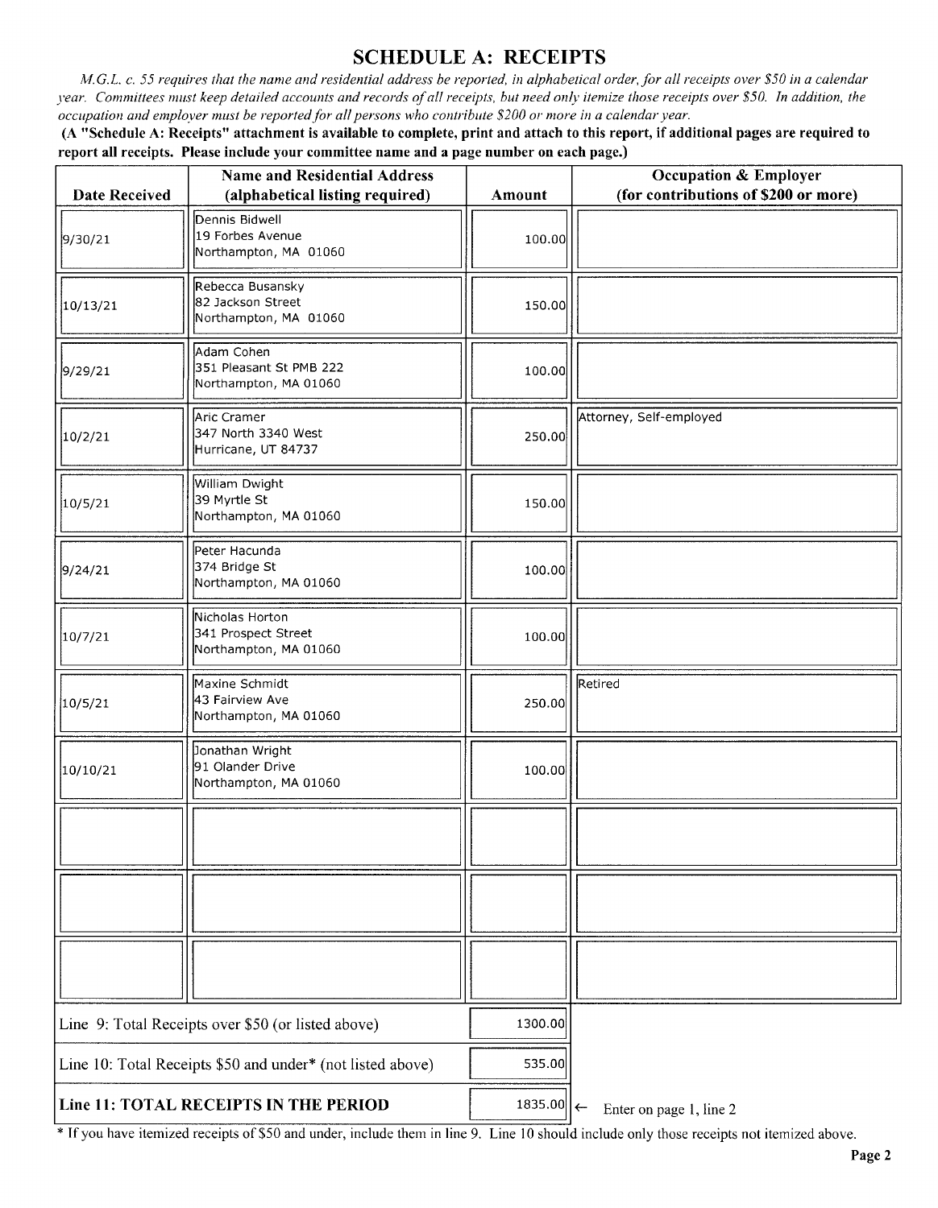## SCHEDULE A: RECEIPTS

*M.G.L. c. 55 requires that the name and residential address be reported, in alphabetical order, for all receipts over $50 in a calendar year. Committees must keep detailed accounts and records of all receipts, but need only itemize those receipts over $50. In addition, the occupation and employer must be reported for all persons who contribute $200 or more in a calendar year.*

**(A "Schedule A: Receipts" attachment is available to complete, print and attach to this report, if additional pages are required to report all receipts. Please include your committee name and a page number on each page.)**

| Date Received | Name and Residential Address (alphabetical listing required) | Amount | Occupation & Employer (for contributions of $200 or more) |
|---|---|---|---|
| 9/30/21 | Dennis Bidwell<br>19 Forbes Avenue<br>Northampton, MA 01060 | 100.00 | |
| 10/13/21 | Rebecca Busansky<br>82 Jackson Street<br>Northampton, MA 01060 | 150.00 | |
| 9/29/21 | Adam Cohen<br>351 Pleasant St PMB 222<br>Northampton, MA 01060 | 100.00 | |
| 10/2/21 | Aric Cramer<br>347 North 3340 West<br>Hurricane, UT 84737 | 250.00 | Attorney, Self-employed |
| 10/5/21 | William Dwight<br>39 Myrtle St<br>Northampton, MA 01060 | 150.00 | |
| 9/24/21 | Peter Hacunda<br>374 Bridge St<br>Northampton, MA 01060 | 100.00 | |
| 10/7/21 | Nicholas Horton<br>341 Prospect Street<br>Northampton, MA 01060 | 100.00 | |
| 10/5/21 | Maxine Schmidt<br>43 Fairview Ave<br>Northampton, MA 01060 | 250.00 | Retired |
| 10/10/21 | Jonathan Wright<br>91 Olander Drive<br>Northampton, MA 01060 | 100.00 | |
| | | | |
| | | | |
| | | | |

| | |
|---|---|
| Line 9: Total Receipts over $50 (or listed above) | 1300.00 |
| Line 10: Total Receipts $50 and under* (not listed above) | 535.00 |
| **Line 11: TOTAL RECEIPTS IN THE PERIOD** | 1835.00 ← Enter on page 1, line 2 |

* If you have itemized receipts of $50 and under, include them in line 9. Line 10 should include only those receipts not itemized above.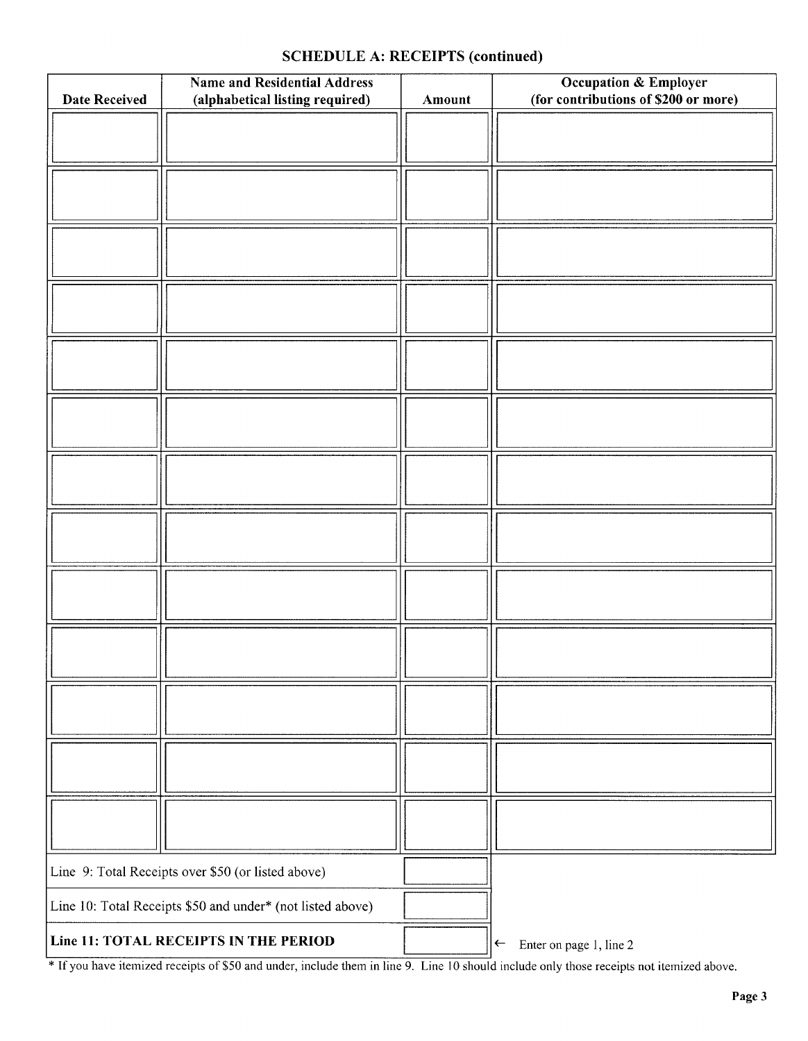## SCHEDULE A: RECEIPTS (continued)

| Date Received | Name and Residential Address (alphabetical listing required) | Amount | Occupation & Employer (for contributions of $200 or more) |
|---|---|---|---|
| | | | |
| | | | |
| | | | |
| | | | |
| | | | |
| | | | |
| | | | |
| | | | |
| | | | |
| | | | |
| | | | |
| | | | |
| | | | |

| | | |
|---|---|---|
| Line 9: Total Receipts over $50 (or listed above) | | |
| Line 10: Total Receipts $50 and under* (not listed above) | | |
| **Line 11: TOTAL RECEIPTS IN THE PERIOD** | | ← Enter on page 1, line 2 |

* If you have itemized receipts of $50 and under, include them in line 9. Line 10 should include only those receipts not itemized above.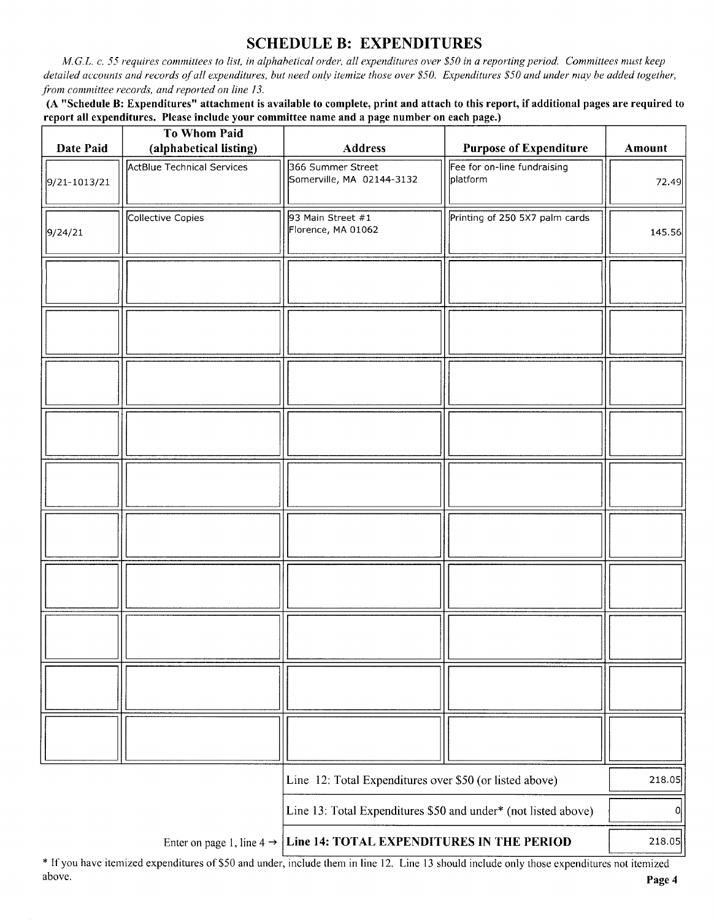## SCHEDULE B: EXPENDITURES

*M.G.L. c. 55 requires committees to list, in alphabetical order, all expenditures over $50 in a reporting period. Committees must keep detailed accounts and records of all expenditures, but need only itemize those over $50. Expenditures $50 and under may be added together, from committee records, and reported on line 13.*

**(A "Schedule B: Expenditures" attachment is available to complete, print and attach to this report, if additional pages are required to report all expenditures. Please include your committee name and a page number on each page.)**

| Date Paid | To Whom Paid (alphabetical listing) | Address | Purpose of Expenditure | Amount |
|---|---|---|---|---|
| 9/21-1013/21 | ActBlue Technical Services | 366 Summer Street Somerville, MA 02144-3132 | Fee for on-line fundraising platform | 72.49 |
| 9/24/21 | Collective Copies | 93 Main Street #1 Florence, MA 01062 | Printing of 250 5X7 palm cards | 145.56 |
| | | | | |
| | | | | |
| | | | | |
| | | | | |
| | | | | |
| | | | | |
| | | | | |
| | | | | |
| | | | | |
| | | | | |

| | |
|---|---|
| Line 12: Total Expenditures over $50 (or listed above) | 218.05 |
| Line 13: Total Expenditures $50 and under* (not listed above) | 0 |
| Enter on page 1, line 4 → **Line 14: TOTAL EXPENDITURES IN THE PERIOD** | 218.05 |

* If you have itemized expenditures of $50 and under, include them in line 12. Line 13 should include only those expenditures not itemized above.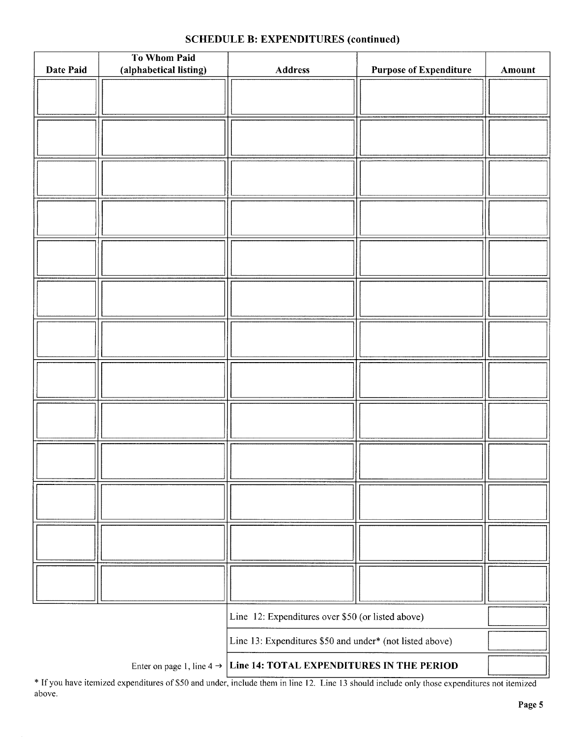## SCHEDULE B: EXPENDITURES (continued)

| Date Paid | To Whom Paid (alphabetical listing) | Address | Purpose of Expenditure | Amount |
|---|---|---|---|---|
| | | | | |
| | | | | |
| | | | | |
| | | | | |
| | | | | |
| | | | | |
| | | | | |
| | | | | |
| | | | | |
| | | | | |
| | | | | |
| | | | | |
| | | | | |
| | | Line 12: Expenditures over $50 (or listed above) | | |
| | | Line 13: Expenditures $50 and under* (not listed above) | | |
| | Enter on page 1, line 4 → | **Line 14: TOTAL EXPENDITURES IN THE PERIOD** | | |

* If you have itemized expenditures of $50 and under, include them in line 12. Line 13 should include only those expenditures not itemized above.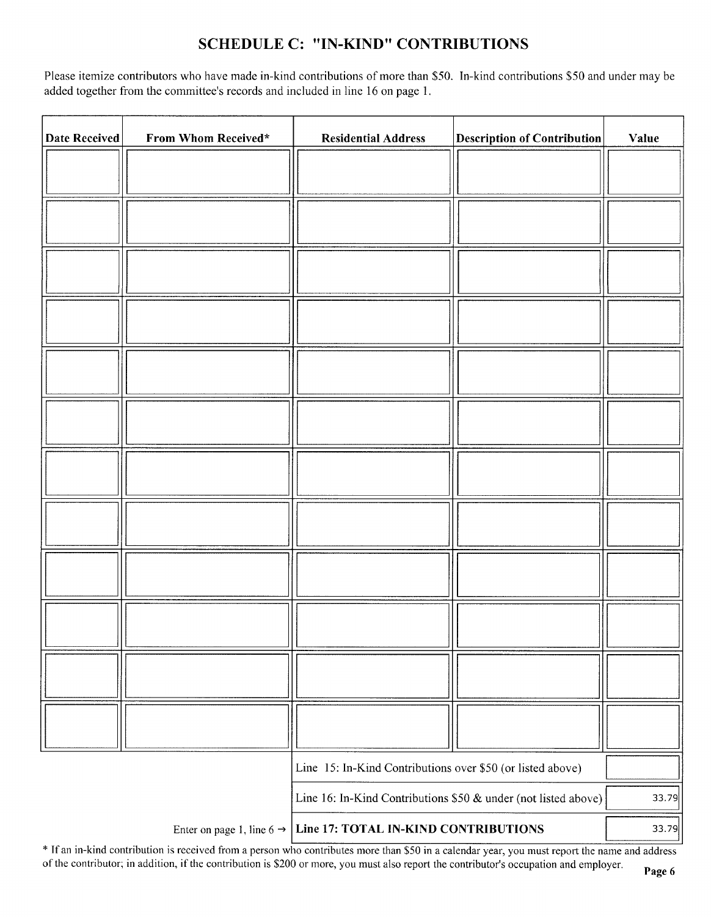## SCHEDULE C: "IN-KIND" CONTRIBUTIONS

Please itemize contributors who have made in-kind contributions of more than $50. In-kind contributions $50 and under may be added together from the committee's records and included in line 16 on page 1.

| Date Received | From Whom Received* | Residential Address | Description of Contribution | Value |
|---|---|---|---|---|
| | | | | |
| | | | | |
| | | | | |
| | | | | |
| | | | | |
| | | | | |
| | | | | |
| | | | | |
| | | | | |
| | | | | |
| | | | | |
| | | | | |
| | | Line 15: In-Kind Contributions over $50 (or listed above) | | |
| | | Line 16: In-Kind Contributions $50 & under (not listed above) | | 33.79 |
| | Enter on page 1, line 6 → | **Line 17: TOTAL IN-KIND CONTRIBUTIONS** | | 33.79 |

\* If an in-kind contribution is received from a person who contributes more than $50 in a calendar year, you must report the name and address of the contributor; in addition, if the contribution is $200 or more, you must also report the contributor's occupation and employer.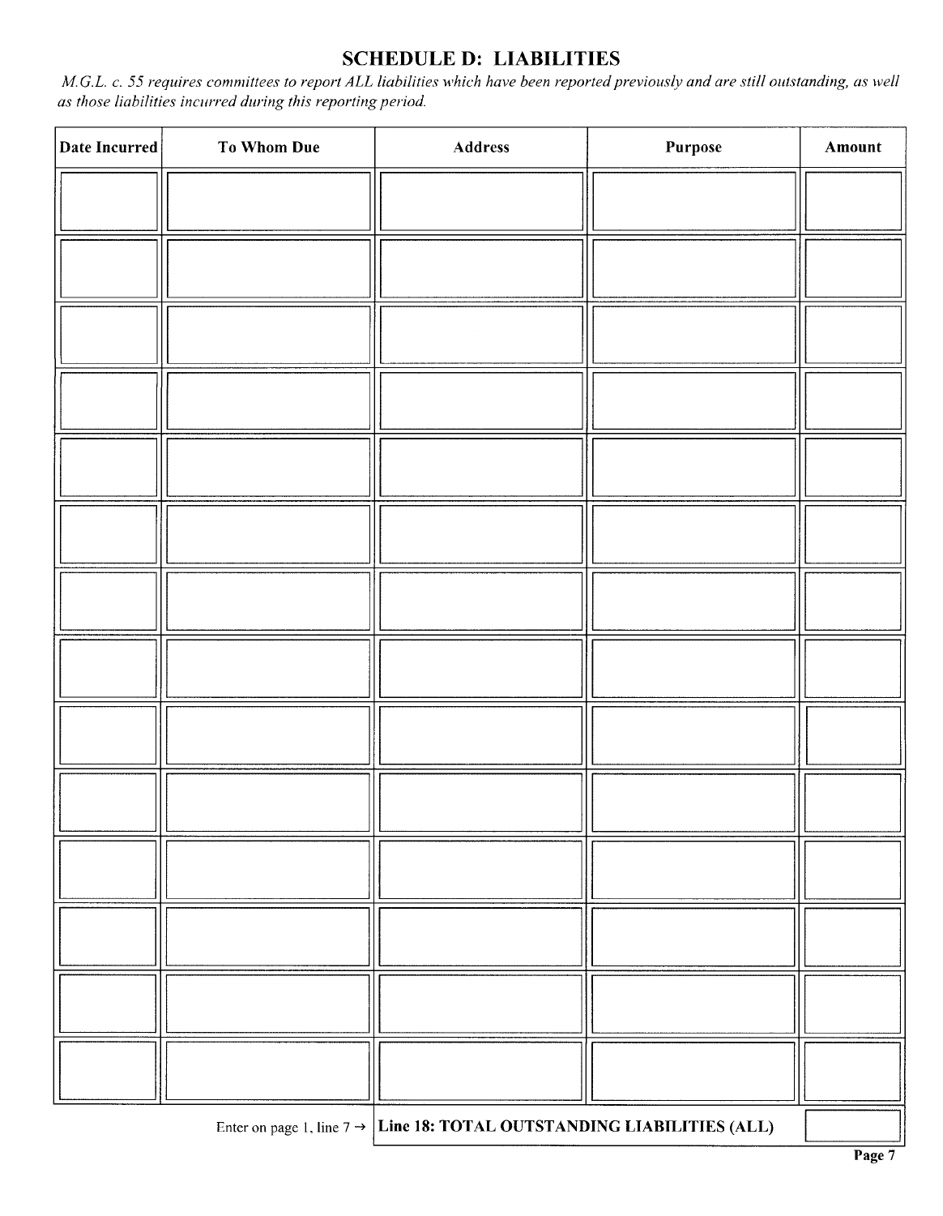## SCHEDULE D: LIABILITIES

*M.G.L. c. 55 requires committees to report ALL liabilities which have been reported previously and are still outstanding, as well as those liabilities incurred during this reporting period.*

| Date Incurred | To Whom Due | Address | Purpose | Amount |
|---|---|---|---|---|
| | | | | |
| | | | | |
| | | | | |
| | | | | |
| | | | | |
| | | | | |
| | | | | |
| | | | | |
| | | | | |
| | | | | |
| | | | | |
| | | | | |
| | | | | |
| | | | | |

Enter on page 1, line 7 → **Line 18: TOTAL OUTSTANDING LIABILITIES (ALL)**